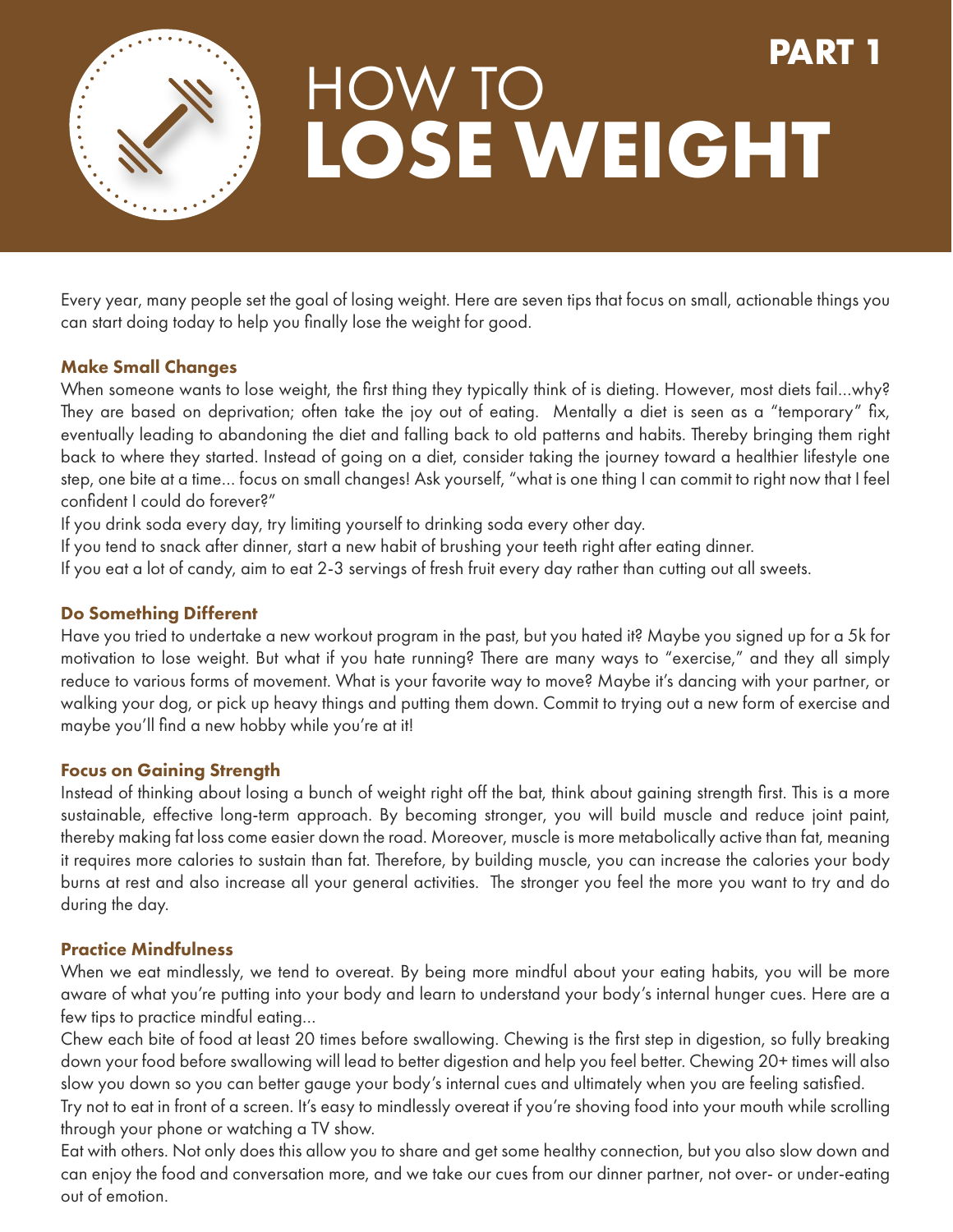# HOW TO LOSE WEIGHT

**PART 1**

Every year, many people set the goal of losing weight. Here are seven tips that focus on small, actionable things you can start doing today to help you finally lose the weight for good.

### Make Small Changes

When someone wants to lose weight, the first thing they typically think of is dieting. However, most diets fail...why? They are based on deprivation; often take the joy out of eating. Mentally a diet is seen as a "temporary" fix, eventually leading to abandoning the diet and falling back to old patterns and habits. Thereby bringing them right back to where they started. Instead of going on a diet, consider taking the journey toward a healthier lifestyle one step, one bite at a time... focus on small changes! Ask yourself, "what is one thing I can commit to right now that I feel confident I could do forever?"

If you drink soda every day, try limiting yourself to drinking soda every other day.

If you tend to snack after dinner, start a new habit of brushing your teeth right after eating dinner.

If you eat a lot of candy, aim to eat 2-3 servings of fresh fruit every day rather than cutting out all sweets.

### Do Something Different

Have you tried to undertake a new workout program in the past, but you hated it? Maybe you signed up for a 5k for motivation to lose weight. But what if you hate running? There are many ways to "exercise," and they all simply reduce to various forms of movement. What is your favorite way to move? Maybe it's dancing with your partner, or walking your dog, or pick up heavy things and putting them down. Commit to trying out a new form of exercise and maybe you'll find a new hobby while you're at it!

### Focus on Gaining Strength

Instead of thinking about losing a bunch of weight right off the bat, think about gaining strength first. This is a more sustainable, effective long-term approach. By becoming stronger, you will build muscle and reduce joint paint, thereby making fat loss come easier down the road. Moreover, muscle is more metabolically active than fat, meaning it requires more calories to sustain than fat. Therefore, by building muscle, you can increase the calories your body burns at rest and also increase all your general activities. The stronger you feel the more you want to try and do during the day.

### Practice Mindfulness

When we eat mindlessly, we tend to overeat. By being more mindful about your eating habits, you will be more aware of what you're putting into your body and learn to understand your body's internal hunger cues. Here are a few tips to practice mindful eating...

Chew each bite of food at least 20 times before swallowing. Chewing is the first step in digestion, so fully breaking down your food before swallowing will lead to better digestion and help you feel better. Chewing 20+ times will also slow you down so you can better gauge your body's internal cues and ultimately when you are feeling satisfied.

Try not to eat in front of a screen. It's easy to mindlessly overeat if you're shoving food into your mouth while scrolling through your phone or watching a TV show.

Eat with others. Not only does this allow you to share and get some healthy connection, but you also slow down and can enjoy the food and conversation more, and we take our cues from our dinner partner, not over- or under-eating out of emotion.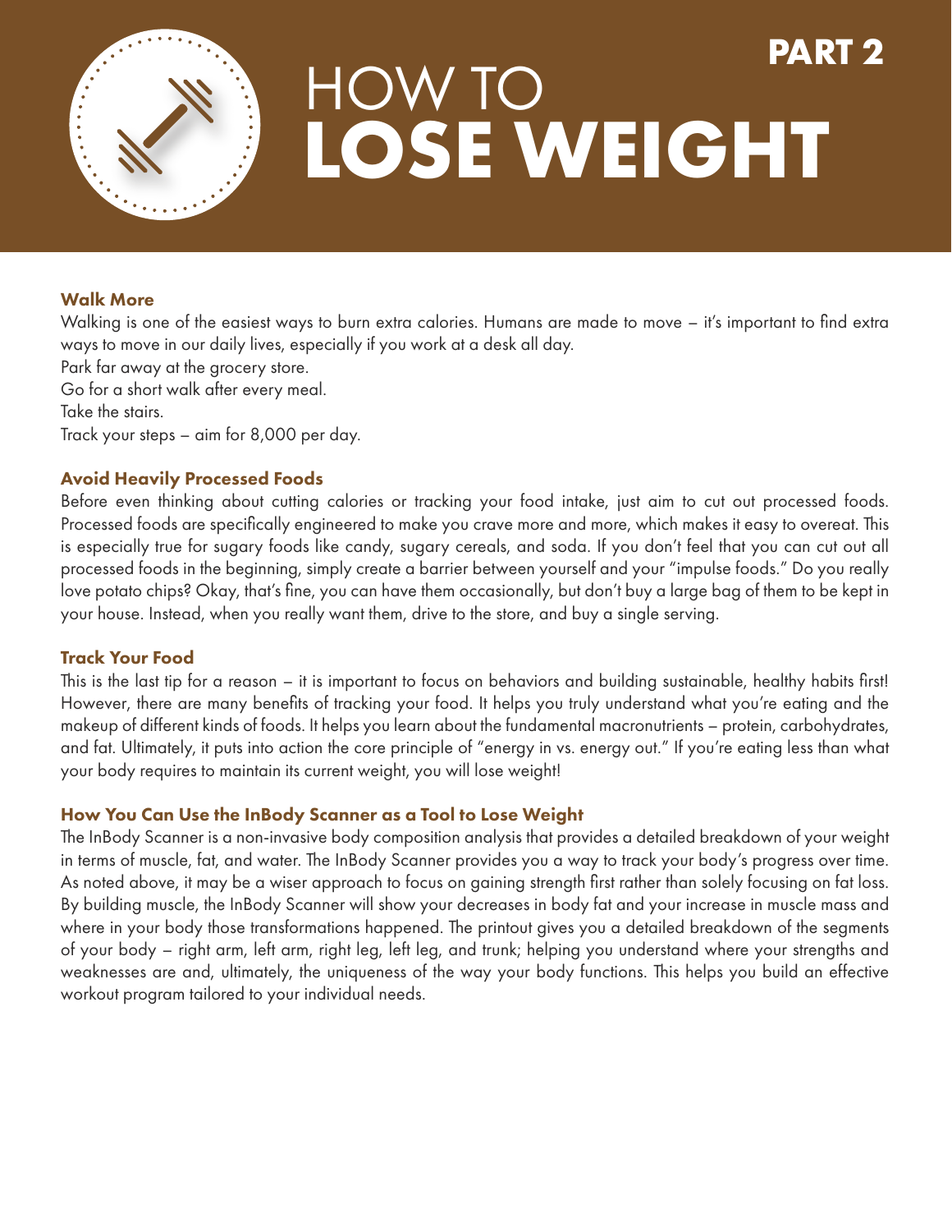# HOW TO LOSE WEIGHT

**PART 2**

### Walk More

Walking is one of the easiest ways to burn extra calories. Humans are made to move – it's important to find extra ways to move in our daily lives, especially if you work at a desk all day.

Park far away at the grocery store.

Go for a short walk after every meal.

Take the stairs.

Track your steps – aim for 8,000 per day.

### Avoid Heavily Processed Foods

Before even thinking about cutting calories or tracking your food intake, just aim to cut out processed foods. Processed foods are specifically engineered to make you crave more and more, which makes it easy to overeat. This is especially true for sugary foods like candy, sugary cereals, and soda. If you don't feel that you can cut out all processed foods in the beginning, simply create a barrier between yourself and your "impulse foods." Do you really love potato chips? Okay, that's fine, you can have them occasionally, but don't buy a large bag of them to be kept in your house. Instead, when you really want them, drive to the store, and buy a single serving.

### Track Your Food

This is the last tip for a reason – it is important to focus on behaviors and building sustainable, healthy habits first! However, there are many benefits of tracking your food. It helps you truly understand what you're eating and the makeup of different kinds of foods. It helps you learn about the fundamental macronutrients – protein, carbohydrates, and fat. Ultimately, it puts into action the core principle of "energy in vs. energy out." If you're eating less than what your body requires to maintain its current weight, you will lose weight!

### How You Can Use the InBody Scanner as a Tool to Lose Weight

The InBody Scanner is a non-invasive body composition analysis that provides a detailed breakdown of your weight in terms of muscle, fat, and water. The InBody Scanner provides you a way to track your body's progress over time. As noted above, it may be a wiser approach to focus on gaining strength first rather than solely focusing on fat loss. By building muscle, the InBody Scanner will show your decreases in body fat and your increase in muscle mass and where in your body those transformations happened. The printout gives you a detailed breakdown of the segments of your body – right arm, left arm, right leg, left leg, and trunk; helping you understand where your strengths and weaknesses are and, ultimately, the uniqueness of the way your body functions. This helps you build an effective workout program tailored to your individual needs.